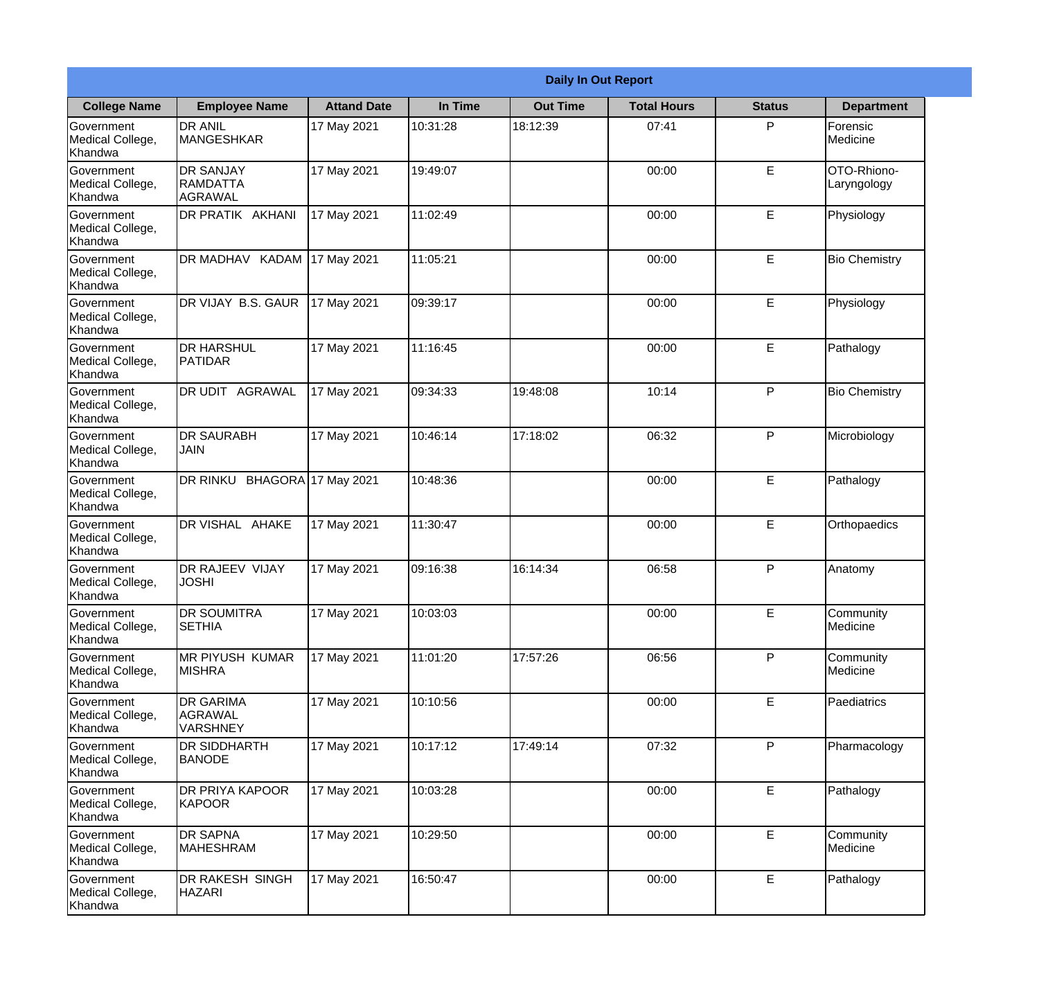| Daily In Out Report | | | | | | | |
|---|---|---|---|---|---|---|---|
| **College Name** | **Employee Name** | **Attand Date** | **In Time** | **Out Time** | **Total Hours** | **Status** | **Department** |
| Government Medical College, Khandwa | DR ANIL MANGESHKAR | 17 May 2021 | 10:31:28 | 18:12:39 | 07:41 | P | Forensic Medicine |
| Government Medical College, Khandwa | DR SANJAY RAMDATTA AGRAWAL | 17 May 2021 | 19:49:07 | | 00:00 | E | OTO-Rhiono-Laryngology |
| Government Medical College, Khandwa | DR PRATIK AKHANI | 17 May 2021 | 11:02:49 | | 00:00 | E | Physiology |
| Government Medical College, Khandwa | DR MADHAV KADAM | 17 May 2021 | 11:05:21 | | 00:00 | E | Bio Chemistry |
| Government Medical College, Khandwa | DR VIJAY B.S. GAUR | 17 May 2021 | 09:39:17 | | 00:00 | E | Physiology |
| Government Medical College, Khandwa | DR HARSHUL PATIDAR | 17 May 2021 | 11:16:45 | | 00:00 | E | Pathalogy |
| Government Medical College, Khandwa | DR UDIT AGRAWAL | 17 May 2021 | 09:34:33 | 19:48:08 | 10:14 | P | Bio Chemistry |
| Government Medical College, Khandwa | DR SAURABH JAIN | 17 May 2021 | 10:46:14 | 17:18:02 | 06:32 | P | Microbiology |
| Government Medical College, Khandwa | DR RINKU BHAGORA | 17 May 2021 | 10:48:36 | | 00:00 | E | Pathalogy |
| Government Medical College, Khandwa | DR VISHAL AHAKE | 17 May 2021 | 11:30:47 | | 00:00 | E | Orthopaedics |
| Government Medical College, Khandwa | DR RAJEEV VIJAY JOSHI | 17 May 2021 | 09:16:38 | 16:14:34 | 06:58 | P | Anatomy |
| Government Medical College, Khandwa | DR SOUMITRA SETHIA | 17 May 2021 | 10:03:03 | | 00:00 | E | Community Medicine |
| Government Medical College, Khandwa | MR PIYUSH KUMAR MISHRA | 17 May 2021 | 11:01:20 | 17:57:26 | 06:56 | P | Community Medicine |
| Government Medical College, Khandwa | DR GARIMA AGRAWAL VARSHNEY | 17 May 2021 | 10:10:56 | | 00:00 | E | Paediatrics |
| Government Medical College, Khandwa | DR SIDDHARTH BANODE | 17 May 2021 | 10:17:12 | 17:49:14 | 07:32 | P | Pharmacology |
| Government Medical College, Khandwa | DR PRIYA KAPOOR KAPOOR | 17 May 2021 | 10:03:28 | | 00:00 | E | Pathalogy |
| Government Medical College, Khandwa | DR SAPNA MAHESHRAM | 17 May 2021 | 10:29:50 | | 00:00 | E | Community Medicine |
| Government Medical College, Khandwa | DR RAKESH SINGH HAZARI | 17 May 2021 | 16:50:47 | | 00:00 | E | Pathalogy |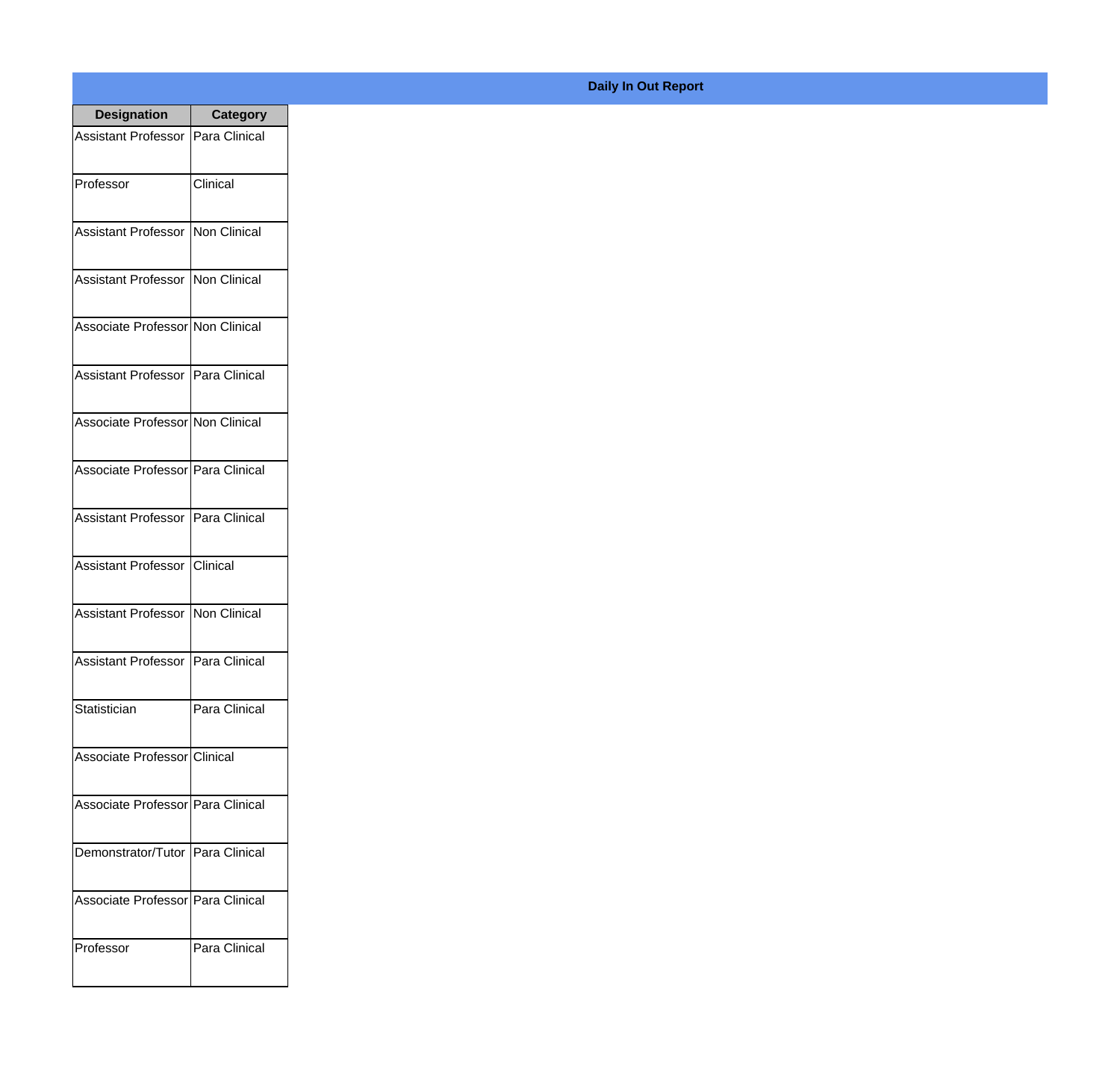**Daily In Out Report**

| Designation | Category |
|---|---|
| Assistant Professor | Para Clinical |
| Professor | Clinical |
| Assistant Professor | Non Clinical |
| Assistant Professor | Non Clinical |
| Associate Professor | Non Clinical |
| Assistant Professor | Para Clinical |
| Associate Professor | Non Clinical |
| Associate Professor | Para Clinical |
| Assistant Professor | Para Clinical |
| Assistant Professor | Clinical |
| Assistant Professor | Non Clinical |
| Assistant Professor | Para Clinical |
| Statistician | Para Clinical |
| Associate Professor | Clinical |
| Associate Professor | Para Clinical |
| Demonstrator/Tutor | Para Clinical |
| Associate Professor | Para Clinical |
| Professor | Para Clinical |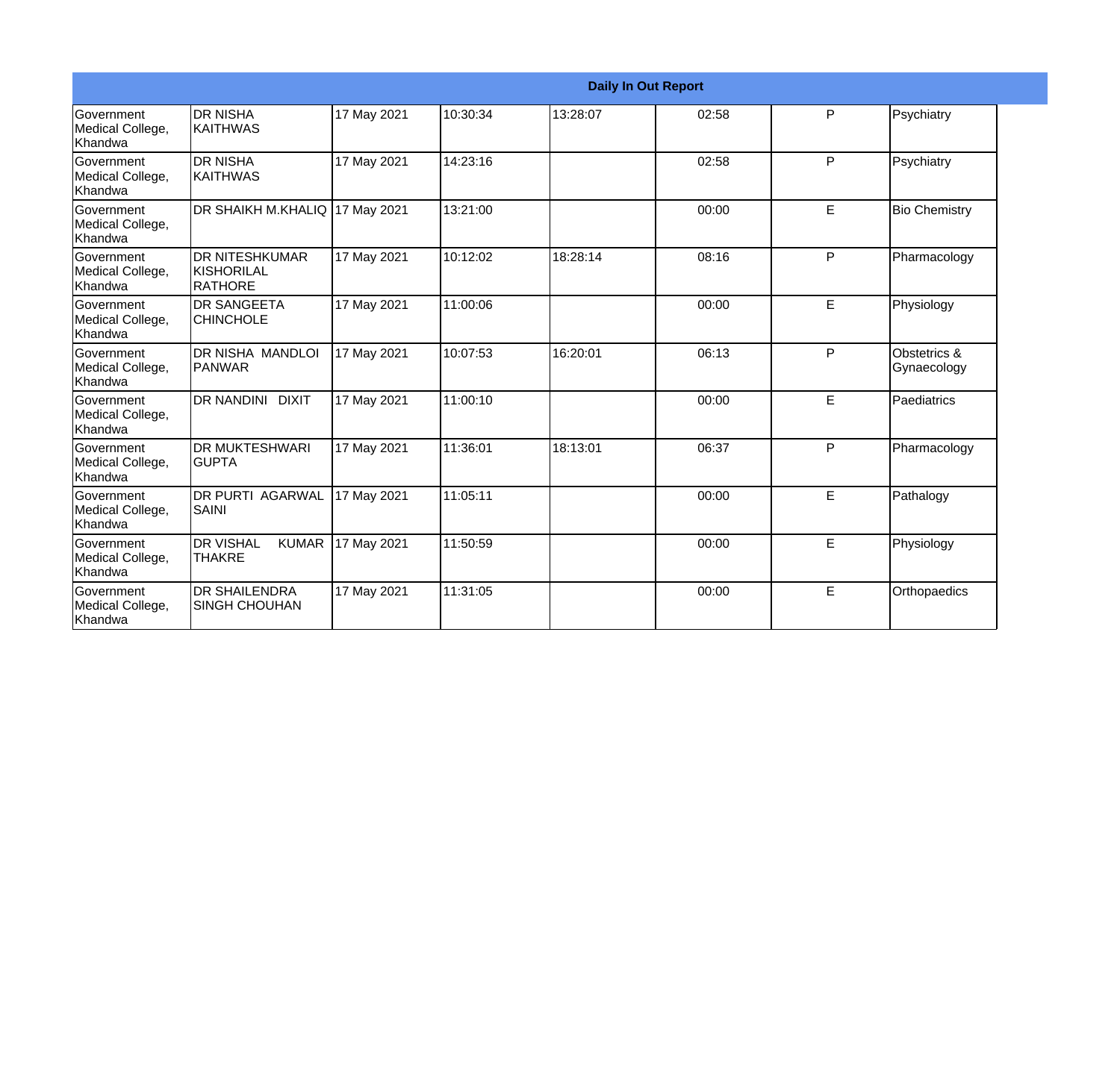| Daily In Out Report | | | | | | | |
|---|---|---|---|---|---|---|---|
| Government Medical College, Khandwa | DR NISHA KAITHWAS | 17 May 2021 | 10:30:34 | 13:28:07 | 02:58 | P | Psychiatry |
| Government Medical College, Khandwa | DR NISHA KAITHWAS | 17 May 2021 | 14:23:16 | | 02:58 | P | Psychiatry |
| Government Medical College, Khandwa | DR SHAIKH M.KHALIQ | 17 May 2021 | 13:21:00 | | 00:00 | E | Bio Chemistry |
| Government Medical College, Khandwa | DR NITESHKUMAR KISHORILAL RATHORE | 17 May 2021 | 10:12:02 | 18:28:14 | 08:16 | P | Pharmacology |
| Government Medical College, Khandwa | DR SANGEETA CHINCHOLE | 17 May 2021 | 11:00:06 | | 00:00 | E | Physiology |
| Government Medical College, Khandwa | DR NISHA MANDLOI PANWAR | 17 May 2021 | 10:07:53 | 16:20:01 | 06:13 | P | Obstetrics & Gynaecology |
| Government Medical College, Khandwa | DR NANDINI DIXIT | 17 May 2021 | 11:00:10 | | 00:00 | E | Paediatrics |
| Government Medical College, Khandwa | DR MUKTESHWARI GUPTA | 17 May 2021 | 11:36:01 | 18:13:01 | 06:37 | P | Pharmacology |
| Government Medical College, Khandwa | DR PURTI AGARWAL SAINI | 17 May 2021 | 11:05:11 | | 00:00 | E | Pathalogy |
| Government Medical College, Khandwa | DR VISHAL KUMAR THAKRE | 17 May 2021 | 11:50:59 | | 00:00 | E | Physiology |
| Government Medical College, Khandwa | DR SHAILENDRA SINGH CHOUHAN | 17 May 2021 | 11:31:05 | | 00:00 | E | Orthopaedics |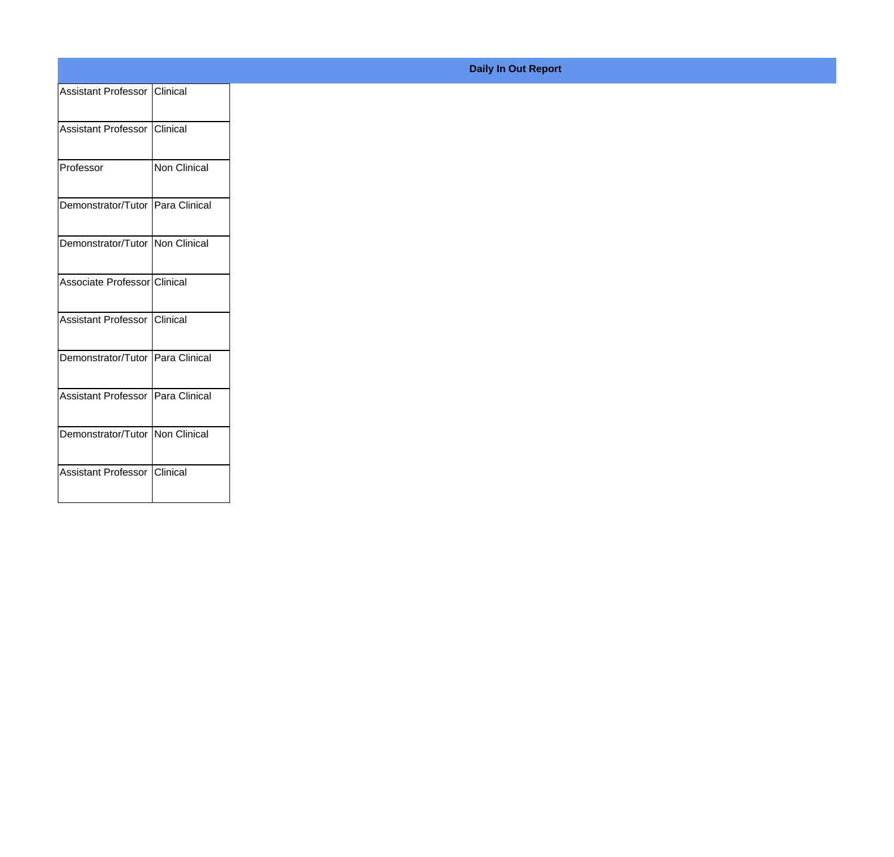**Daily In Out Report**

| | |
|---|---|
| Assistant Professor | Clinical |
| Assistant Professor | Clinical |
| Professor | Non Clinical |
| Demonstrator/Tutor | Para Clinical |
| Demonstrator/Tutor | Non Clinical |
| Associate Professor | Clinical |
| Assistant Professor | Clinical |
| Demonstrator/Tutor | Para Clinical |
| Assistant Professor | Para Clinical |
| Demonstrator/Tutor | Non Clinical |
| Assistant Professor | Clinical |